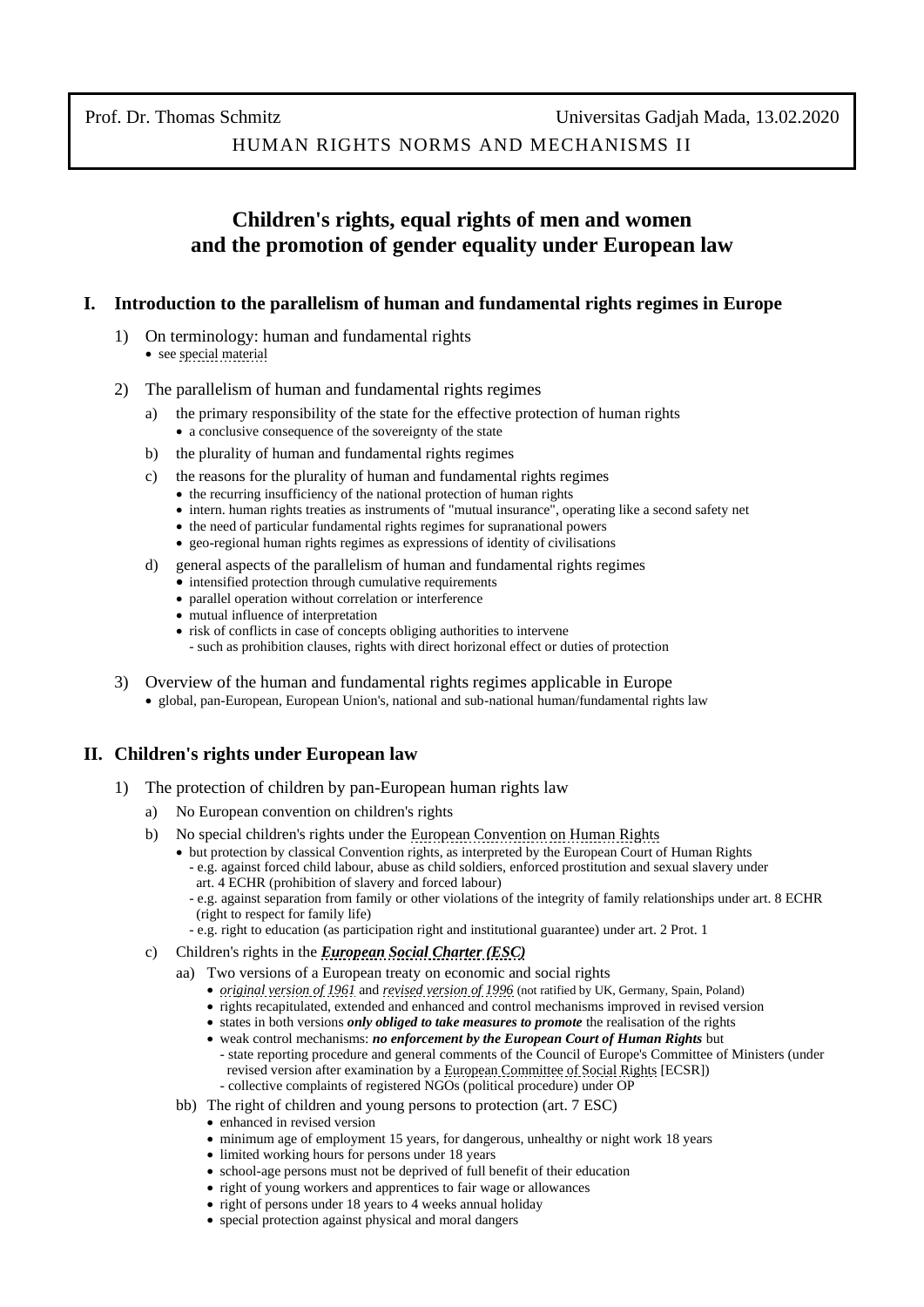Prof. Dr. Thomas Schmitz Universitas Gadjah Mada, 13.02.2020

HUMAN RIGHTS NORMS AND MECHANISMS II

# Children's rights, equal rights of men and women and the promotion of gender equality under European law

## I. Introduction to the parallelism of human and fundamental rights regimes in Europe

1) On terminology: human and fundamental rights
   - see special material

2) The parallelism of human and fundamental rights regimes
   a) the primary responsibility of the state for the effective protection of human rights
      - a conclusive consequence of the sovereignty of the state

   b) the plurality of human and fundamental rights regimes

   c) the reasons for the plurality of human and fundamental rights regimes
      - the recurring insufficiency of the national protection of human rights
      - intern. human rights treaties as instruments of "mutual insurance", operating like a second safety net
      - the need of particular fundamental rights regimes for supranational powers
      - geo-regional human rights regimes as expressions of identity of civilisations

   d) general aspects of the parallelism of human and fundamental rights regimes
      - intensified protection through cumulative requirements
      - parallel operation without correlation or interference
      - mutual influence of interpretation
      - risk of conflicts in case of concepts obliging authorities to intervene
        - such as prohibition clauses, rights with direct horizonal effect or duties of protection

3) Overview of the human and fundamental rights regimes applicable in Europe
   - global, pan-European, European Union's, national and sub-national human/fundamental rights law

## II. Children's rights under European law

1) The protection of children by pan-European human rights law
   a) No European convention on children's rights

   b) No special children's rights under the European Convention on Human Rights
      - but protection by classical Convention rights, as interpreted by the European Court of Human Rights
        - e.g. against forced child labour, abuse as child soldiers, enforced prostitution and sexual slavery under art. 4 ECHR (prohibition of slavery and forced labour)
        - e.g. against separation from family or other violations of the integrity of family relationships under art. 8 ECHR (right to respect for family life)
        - e.g. right to education (as participation right and institutional guarantee) under art. 2 Prot. 1

   c) Children's rights in the ***European Social Charter (ESC)***
      aa) Two versions of a European treaty on economic and social rights
         - *original version of 1961* and *revised version of 1996* (not ratified by UK, Germany, Spain, Poland)
         - rights recapitulated, extended and enhanced and control mechanisms improved in revised version
         - states in both versions ***only obliged to take measures to promote*** the realisation of the rights
         - weak control mechanisms: ***no enforcement by the European Court of Human Rights*** but
           - state reporting procedure and general comments of the Council of Europe's Committee of Ministers (under revised version after examination by a European Committee of Social Rights [ECSR])
           - collective complaints of registered NGOs (political procedure) under OP

      bb) The right of children and young persons to protection (art. 7 ESC)
         - enhanced in revised version
         - minimum age of employment 15 years, for dangerous, unhealthy or night work 18 years
         - limited working hours for persons under 18 years
         - school-age persons must not be deprived of full benefit of their education
         - right of young workers and apprentices to fair wage or allowances
         - right of persons under 18 years to 4 weeks annual holiday
         - special protection against physical and moral dangers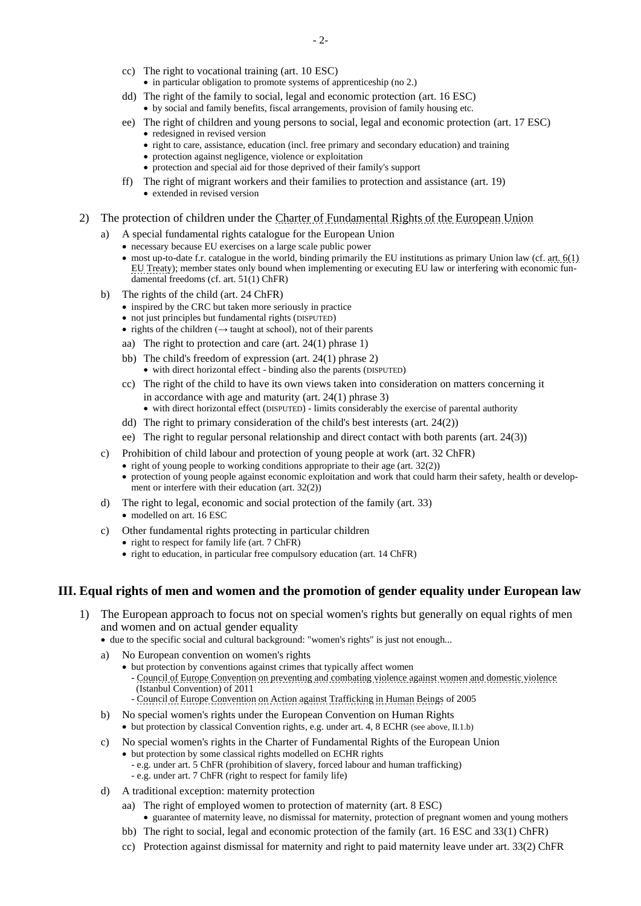- cc) The right to vocational training (art. 10 ESC)
  - in particular obligation to promote systems of apprenticeship (no 2.)
- dd) The right of the family to social, legal and economic protection (art. 16 ESC)
  - by social and family benefits, fiscal arrangements, provision of family housing etc.
- ee) The right of children and young persons to social, legal and economic protection (art. 17 ESC)
  - redesigned in revised version
  - right to care, assistance, education (incl. free primary and secondary education) and training
  - protection against negligence, violence or exploitation
  - protection and special aid for those deprived of their family's support
- ff) The right of migrant workers and their families to protection and assistance (art. 19)
  - extended in revised version

2) The protection of children under the Charter of Fundamental Rights of the European Union

- a) A special fundamental rights catalogue for the European Union
  - necessary because EU exercises on a large scale public power
  - most up-to-date f.r. catalogue in the world, binding primarily the EU institutions as primary Union law (cf. art. 6(1) EU Treaty); member states only bound when implementing or executing EU law or interfering with economic fundamental freedoms (cf. art. 51(1) ChFR)
- b) The rights of the child (art. 24 ChFR)
  - inspired by the CRC but taken more seriously in practice
  - not just principles but fundamental rights (DISPUTED)
  - rights of the children (→ taught at school), not of their parents
  - aa) The right to protection and care (art. 24(1) phrase 1)
  - bb) The child's freedom of expression (art. 24(1) phrase 2)
    - with direct horizontal effect - binding also the parents (DISPUTED)
  - cc) The right of the child to have its own views taken into consideration on matters concerning it in accordance with age and maturity (art. 24(1) phrase 3)
    - with direct horizontal effect (DISPUTED) - limits considerably the exercise of parental authority
  - dd) The right to primary consideration of the child's best interests (art. 24(2))
  - ee) The right to regular personal relationship and direct contact with both parents (art. 24(3))
- c) Prohibition of child labour and protection of young people at work (art. 32 ChFR)
  - right of young people to working conditions appropriate to their age (art. 32(2))
  - protection of young people against economic exploitation and work that could harm their safety, health or development or interfere with their education (art. 32(2))
- d) The right to legal, economic and social protection of the family (art. 33)
  - modelled on art. 16 ESC
- c) Other fundamental rights protecting in particular children
  - right to respect for family life (art. 7 ChFR)
  - right to education, in particular free compulsory education (art. 14 ChFR)

## III. Equal rights of men and women and the promotion of gender equality under European law

1) The European approach to focus not on special women's rights but generally on equal rights of men and women and on actual gender equality

- due to the specific social and cultural background: "women's rights" is just not enough...
- a) No European convention on women's rights
  - but protection by conventions against crimes that typically affect women
    - Council of Europe Convention on preventing and combating violence against women and domestic violence (Istanbul Convention) of 2011
    - Council of Europe Convention on Action against Trafficking in Human Beings of 2005
- b) No special women's rights under the European Convention on Human Rights
  - but protection by classical Convention rights, e.g. under art. 4, 8 ECHR (see above, II.1.b)
- c) No special women's rights in the Charter of Fundamental Rights of the European Union
  - but protection by some classical rights modelled on ECHR rights
    - e.g. under art. 5 ChFR (prohibition of slavery, forced labour and human trafficking)
    - e.g. under art. 7 ChFR (right to respect for family life)
- d) A traditional exception: maternity protection
  - aa) The right of employed women to protection of maternity (art. 8 ESC)
    - guarantee of maternity leave, no dismissal for maternity, protection of pregnant women and young mothers
  - bb) The right to social, legal and economic protection of the family (art. 16 ESC and 33(1) ChFR)
  - cc) Protection against dismissal for maternity and right to paid maternity leave under art. 33(2) ChFR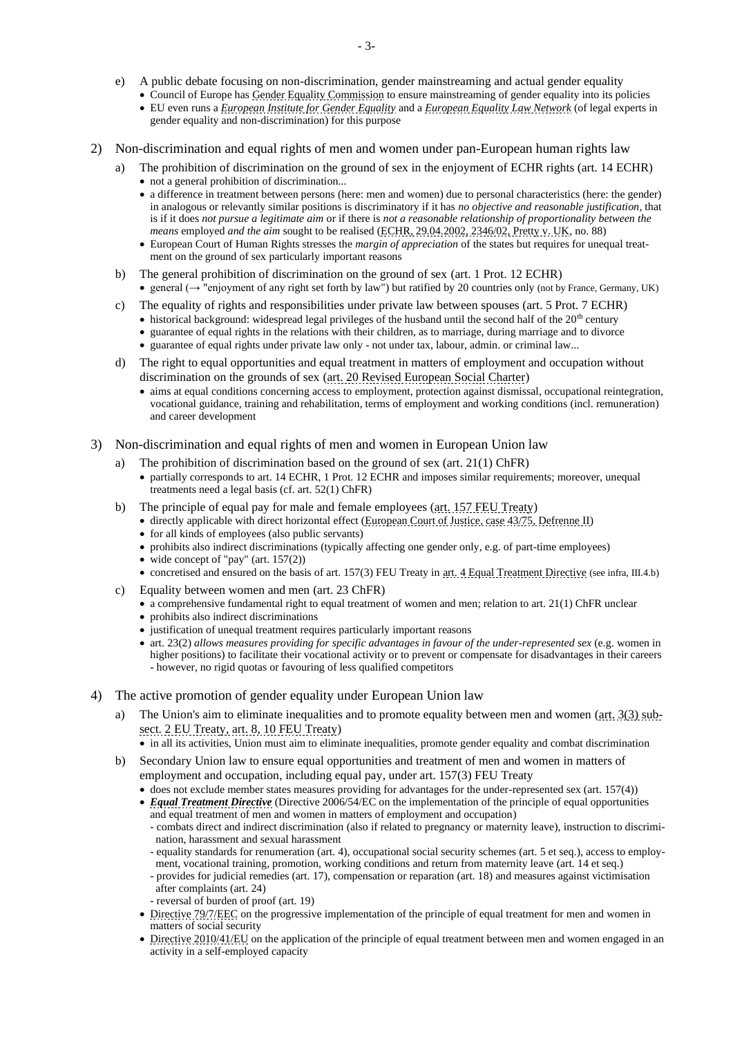e) A public debate focusing on non-discrimination, gender mainstreaming and actual gender equality
   - Council of Europe has Gender Equality Commission to ensure mainstreaming of gender equality into its policies
   - EU even runs a *European Institute for Gender Equality* and a *European Equality Law Network* (of legal experts in gender equality and non-discrimination) for this purpose

2) Non-discrimination and equal rights of men and women under pan-European human rights law

   a) The prohibition of discrimination on the ground of sex in the enjoyment of ECHR rights (art. 14 ECHR)
      - not a general prohibition of discrimination...
      - a difference in treatment between persons (here: men and women) due to personal characteristics (here: the gender) in analogous or relevantly similar positions is discriminatory if it has *no objective and reasonable justification*, that is if it does *not pursue a legitimate aim* or if there is *not a reasonable relationship of proportionality between the means* employed *and the aim* sought to be realised (ECHR, 29.04.2002, 2346/02, Pretty v. UK, no. 88)
      - European Court of Human Rights stresses the *margin of appreciation* of the states but requires for unequal treatment on the ground of sex particularly important reasons

   b) The general prohibition of discrimination on the ground of sex (art. 1 Prot. 12 ECHR)
      - general (→ "enjoyment of any right set forth by law") but ratified by 20 countries only (not by France, Germany, UK)

   c) The equality of rights and responsibilities under private law between spouses (art. 5 Prot. 7 ECHR)
      - historical background: widespread legal privileges of the husband until the second half of the 20th century
      - guarantee of equal rights in the relations with their children, as to marriage, during marriage and to divorce
      - guarantee of equal rights under private law only - not under tax, labour, admin. or criminal law...

   d) The right to equal opportunities and equal treatment in matters of employment and occupation without discrimination on the grounds of sex (art. 20 Revised European Social Charter)
      - aims at equal conditions concerning access to employment, protection against dismissal, occupational reintegration, vocational guidance, training and rehabilitation, terms of employment and working conditions (incl. remuneration) and career development

3) Non-discrimination and equal rights of men and women in European Union law

   a) The prohibition of discrimination based on the ground of sex (art. 21(1) ChFR)
      - partially corresponds to art. 14 ECHR, 1 Prot. 12 ECHR and imposes similar requirements; moreover, unequal treatments need a legal basis (cf. art. 52(1) ChFR)

   b) The principle of equal pay for male and female employees (art. 157 FEU Treaty)
      - directly applicable with direct horizontal effect (European Court of Justice, case 43/75, Defrenne II)
      - for all kinds of employees (also public servants)
      - prohibits also indirect discriminations (typically affecting one gender only, e.g. of part-time employees)
      - wide concept of "pay" (art. 157(2))
      - concretised and ensured on the basis of art. 157(3) FEU Treaty in art. 4 Equal Treatment Directive (see infra, III.4.b)

   c) Equality between women and men (art. 23 ChFR)
      - a comprehensive fundamental right to equal treatment of women and men; relation to art. 21(1) ChFR unclear
      - prohibits also indirect discriminations
      - justification of unequal treatment requires particularly important reasons
      - art. 23(2) *allows measures providing for specific advantages in favour of the under-represented sex* (e.g. women in higher positions) to facilitate their vocational activity or to prevent or compensate for disadvantages in their careers - however, no rigid quotas or favouring of less qualified competitors

4) The active promotion of gender equality under European Union law

   a) The Union's aim to eliminate inequalities and to promote equality between men and women (art. 3(3) subsect. 2 EU Treaty, art. 8, 10 FEU Treaty)
      - in all its activities, Union must aim to eliminate inequalities, promote gender equality and combat discrimination

   b) Secondary Union law to ensure equal opportunities and treatment of men and women in matters of employment and occupation, including equal pay, under art. 157(3) FEU Treaty
      - does not exclude member states measures providing for advantages for the under-represented sex (art. 157(4))
      - ***Equal Treatment Directive*** (Directive 2006/54/EC on the implementation of the principle of equal opportunities and equal treatment of men and women in matters of employment and occupation)
        - combats direct and indirect discrimination (also if related to pregnancy or maternity leave), instruction to discrimination, harassment and sexual harassment
        - equality standards for renumeration (art. 4), occupational social security schemes (art. 5 et seq.), access to employment, vocational training, promotion, working conditions and return from maternity leave (art. 14 et seq.)
        - provides for judicial remedies (art. 17), compensation or reparation (art. 18) and measures against victimisation after complaints (art. 24)
        - reversal of burden of proof (art. 19)
      - Directive 79/7/EEC on the progressive implementation of the principle of equal treatment for men and women in matters of social security
      - Directive 2010/41/EU on the application of the principle of equal treatment between men and women engaged in an activity in a self-employed capacity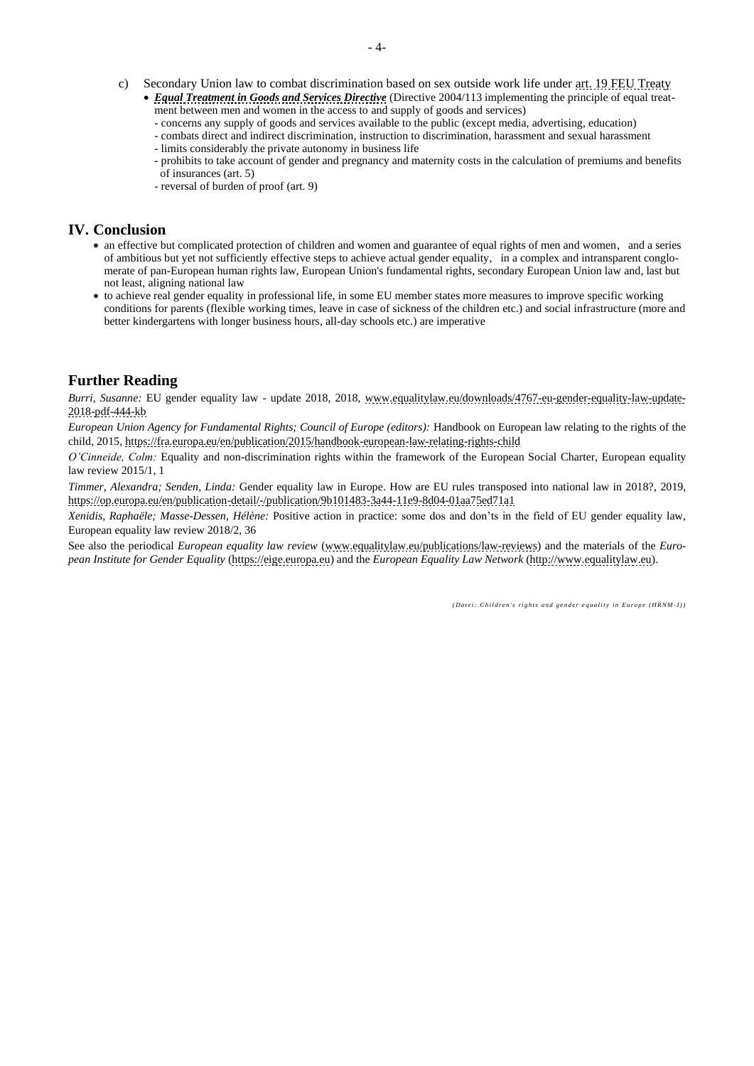c) Secondary Union law to combat discrimination based on sex outside work life under art. 19 FEU Treaty

- ***Equal Treatment in Goods and Services Directive*** (Directive 2004/113 implementing the principle of equal treatment between men and women in the access to and supply of goods and services)
  - concerns any supply of goods and services available to the public (except media, advertising, education)
  - combats direct and indirect discrimination, instruction to discrimination, harassment and sexual harassment
  - limits considerably the private autonomy in business life
  - prohibits to take account of gender and pregnancy and maternity costs in the calculation of premiums and benefits of insurances (art. 5)
  - reversal of burden of proof (art. 9)

## IV. Conclusion

- an effective but complicated protection of children and women and guarantee of equal rights of men and women, and a series of ambitious but yet not sufficiently effective steps to achieve actual gender equality, in a complex and intransparent conglomerate of pan-European human rights law, European Union's fundamental rights, secondary European Union law and, last but not least, aligning national law
- to achieve real gender equality in professional life, in some EU member states more measures to improve specific working conditions for parents (flexible working times, leave in case of sickness of the children etc.) and social infrastructure (more and better kindergartens with longer business hours, all-day schools etc.) are imperative

## Further Reading

*Burri, Susanne:* EU gender equality law - update 2018, 2018, www.equalitylaw.eu/downloads/4767-eu-gender-equality-law-update-2018-pdf-444-kb

*European Union Agency for Fundamental Rights; Council of Europe (editors):* Handbook on European law relating to the rights of the child, 2015, https://fra.europa.eu/en/publication/2015/handbook-european-law-relating-rights-child

*O'Cinneide, Colm:* Equality and non-discrimination rights within the framework of the European Social Charter, European equality law review 2015/1, 1

*Timmer, Alexandra; Senden, Linda:* Gender equality law in Europe. How are EU rules transposed into national law in 2018?, 2019, https://op.europa.eu/en/publication-detail/-/publication/9b101483-3a44-11e9-8d04-01aa75ed71a1

*Xenidis, Raphaële; Masse-Dessen, Hélène:* Positive action in practice: some dos and don'ts in the field of EU gender equality law, European equality law review 2018/2, 36

See also the periodical *European equality law review* (www.equalitylaw.eu/publications/law-reviews) and the materials of the *European Institute for Gender Equality* (https://eige.europa.eu) and the *European Equality Law Network* (http://www.equalitylaw.eu).

*(Datei: Children's rights and gender equality in Europe (HRNM-I))*